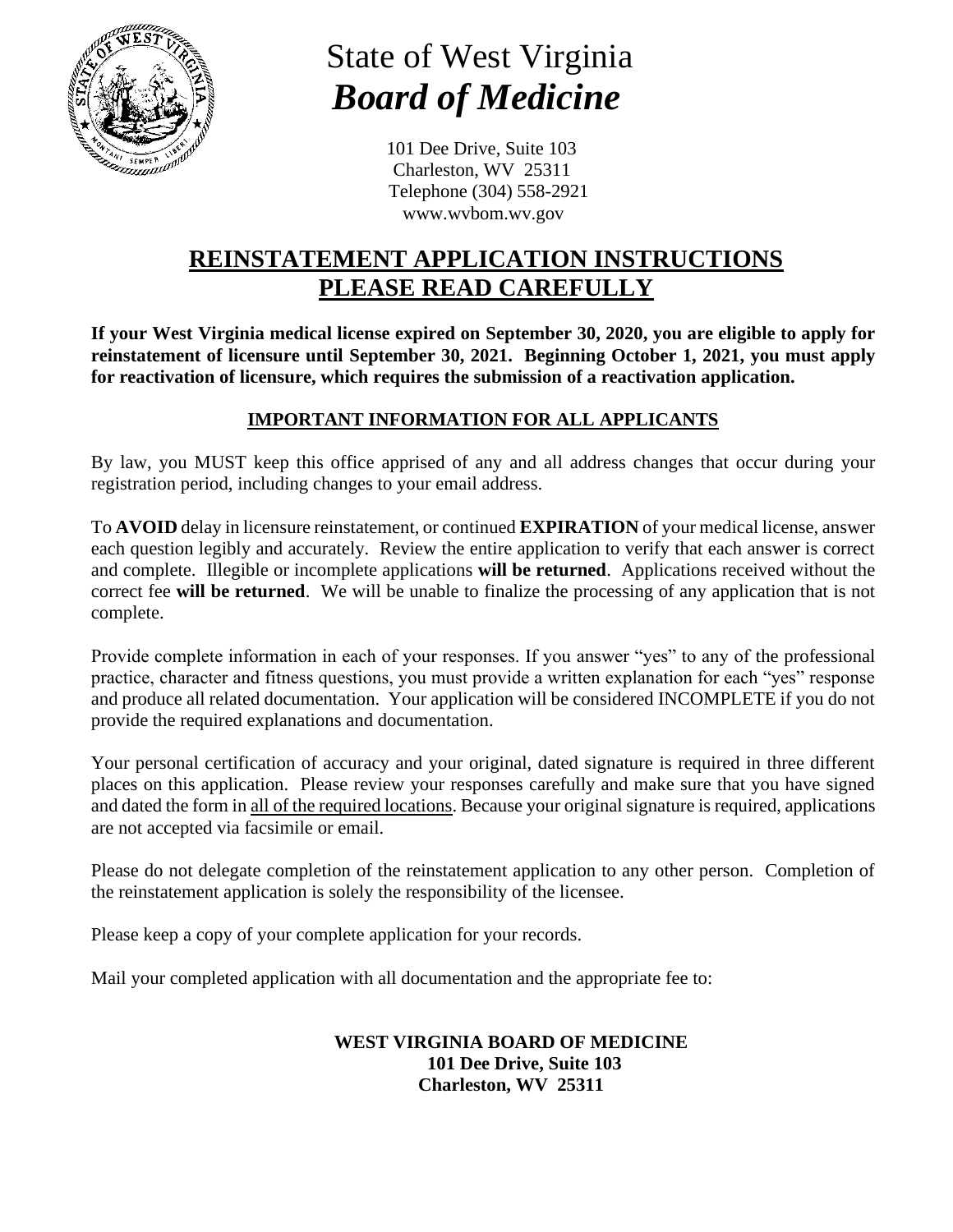# State of West Virginia
## *Board of Medicine*

101 Dee Drive, Suite 103
Charleston, WV 25311
Telephone (304) 558-2921
www.wvbom.wv.gov

## REINSTATEMENT APPLICATION INSTRUCTIONS
## PLEASE READ CAREFULLY

**If your West Virginia medical license expired on September 30, 2020, you are eligible to apply for reinstatement of licensure until September 30, 2021. Beginning October 1, 2021, you must apply for reactivation of licensure, which requires the submission of a reactivation application.**

### IMPORTANT INFORMATION FOR ALL APPLICANTS

By law, you MUST keep this office apprised of any and all address changes that occur during your registration period, including changes to your email address.

To **AVOID** delay in licensure reinstatement, or continued **EXPIRATION** of your medical license, answer each question legibly and accurately. Review the entire application to verify that each answer is correct and complete. Illegible or incomplete applications **will be returned**. Applications received without the correct fee **will be returned**. We will be unable to finalize the processing of any application that is not complete.

Provide complete information in each of your responses. If you answer "yes" to any of the professional practice, character and fitness questions, you must provide a written explanation for each "yes" response and produce all related documentation. Your application will be considered INCOMPLETE if you do not provide the required explanations and documentation.

Your personal certification of accuracy and your original, dated signature is required in three different places on this application. Please review your responses carefully and make sure that you have signed and dated the form in all of the required locations. Because your original signature is required, applications are not accepted via facsimile or email.

Please do not delegate completion of the reinstatement application to any other person. Completion of the reinstatement application is solely the responsibility of the licensee.

Please keep a copy of your complete application for your records.

Mail your completed application with all documentation and the appropriate fee to:

**WEST VIRGINIA BOARD OF MEDICINE**
**101 Dee Drive, Suite 103**
**Charleston, WV 25311**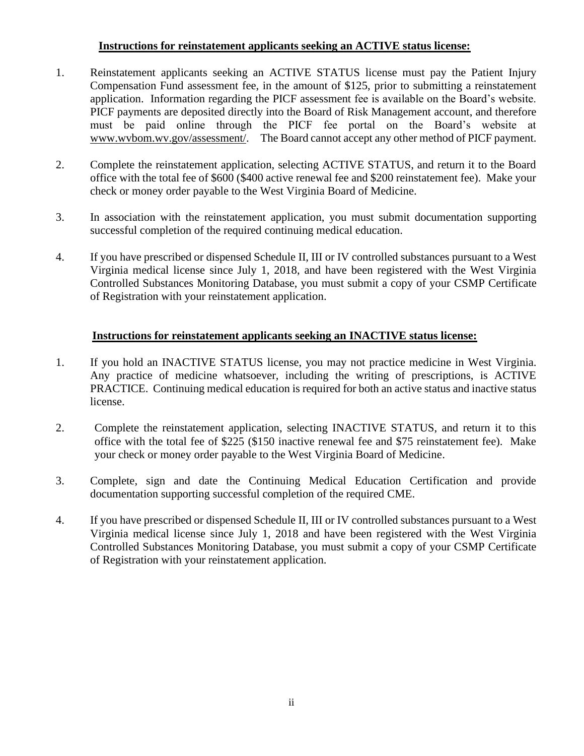**Instructions for reinstatement applicants seeking an ACTIVE status license:**

1. Reinstatement applicants seeking an ACTIVE STATUS license must pay the Patient Injury Compensation Fund assessment fee, in the amount of $125, prior to submitting a reinstatement application. Information regarding the PICF assessment fee is available on the Board's website. PICF payments are deposited directly into the Board of Risk Management account, and therefore must be paid online through the PICF fee portal on the Board's website at www.wvbom.wv.gov/assessment/. The Board cannot accept any other method of PICF payment.

2. Complete the reinstatement application, selecting ACTIVE STATUS, and return it to the Board office with the total fee of $600 ($400 active renewal fee and $200 reinstatement fee). Make your check or money order payable to the West Virginia Board of Medicine.

3. In association with the reinstatement application, you must submit documentation supporting successful completion of the required continuing medical education.

4. If you have prescribed or dispensed Schedule II, III or IV controlled substances pursuant to a West Virginia medical license since July 1, 2018, and have been registered with the West Virginia Controlled Substances Monitoring Database, you must submit a copy of your CSMP Certificate of Registration with your reinstatement application.

**Instructions for reinstatement applicants seeking an INACTIVE status license:**

1. If you hold an INACTIVE STATUS license, you may not practice medicine in West Virginia. Any practice of medicine whatsoever, including the writing of prescriptions, is ACTIVE PRACTICE. Continuing medical education is required for both an active status and inactive status license.

2. Complete the reinstatement application, selecting INACTIVE STATUS, and return it to this office with the total fee of $225 ($150 inactive renewal fee and $75 reinstatement fee). Make your check or money order payable to the West Virginia Board of Medicine.

3. Complete, sign and date the Continuing Medical Education Certification and provide documentation supporting successful completion of the required CME.

4. If you have prescribed or dispensed Schedule II, III or IV controlled substances pursuant to a West Virginia medical license since July 1, 2018 and have been registered with the West Virginia Controlled Substances Monitoring Database, you must submit a copy of your CSMP Certificate of Registration with your reinstatement application.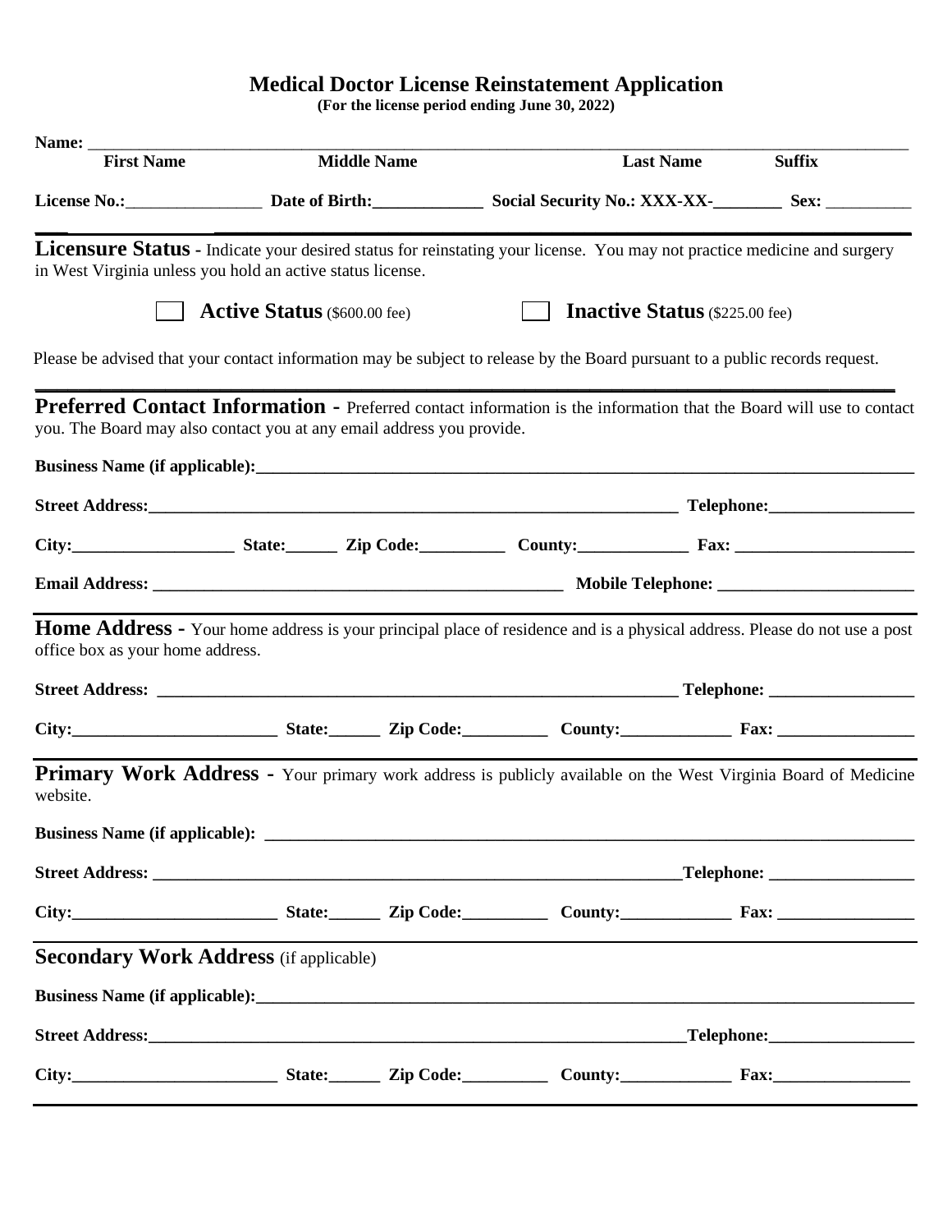# Medical Doctor License Reinstatement Application

**(For the license period ending June 30, 2022)**

**Name:** ______________________________________________________________________________

**First Name** **Middle Name** **Last Name** **Suffix**

**License No.:**________________ **Date of Birth:**_____________ **Social Security No.: XXX-XX-**________ **Sex:** __________

---

## Licensure Status

**Licensure Status** - Indicate your desired status for reinstating your license. You may not practice medicine and surgery in West Virginia unless you hold an active status license.

☐ **Active Status** ($600.00 fee) ☐ **Inactive Status** ($225.00 fee)

Please be advised that your contact information may be subject to release by the Board pursuant to a public records request.

---

## Preferred Contact Information

**Preferred Contact Information -** Preferred contact information is the information that the Board will use to contact you. The Board may also contact you at any email address you provide.

**Business Name (if applicable):**_____________________________________________________________________

**Street Address:**______________________________________________________ **Telephone:**_________________

**City:**__________________ **State:**______ **Zip Code:**__________ **County:**_____________ **Fax:** _____________________

**Email Address:** _______________________________________________ **Mobile Telephone:** _______________________

---

## Home Address

**Home Address -** Your home address is your principal place of residence and is a physical address. Please do not use a post office box as your home address.

**Street Address:** ______________________________________________________ **Telephone:** _________________

**City:**________________________ **State:**______ **Zip Code:**__________ **County:**_____________ **Fax:** ________________

---

## Primary Work Address

**Primary Work Address -** Your primary work address is publicly available on the West Virginia Board of Medicine website.

**Business Name (if applicable):** _____________________________________________________________________

**Street Address:** _______________________________________________________**Telephone:** _________________

**City:**________________________ **State:**______ **Zip Code:**__________ **County:**_____________ **Fax:** ________________

---

## Secondary Work Address (if applicable)

**Business Name (if applicable):**_____________________________________________________________________

**Street Address:**________________________________________________________**Telephone:**_________________

**City:**________________________ **State:**______ **Zip Code:**__________ **County:**_____________ **Fax:**________________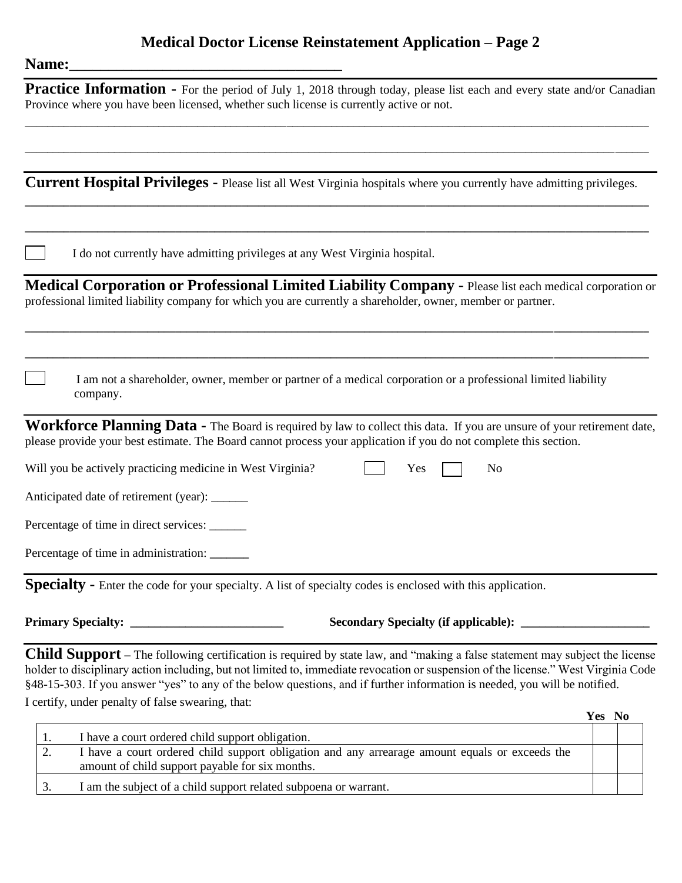# Medical Doctor License Reinstatement Application – Page 2

**Name:**___________________________________

**Practice Information -** For the period of July 1, 2018 through today, please list each and every state and/or Canadian Province where you have been licensed, whether such license is currently active or not.

_______________________________________________________________________________________________

_______________________________________________________________________________________________

**Current Hospital Privileges -** Please list all West Virginia hospitals where you currently have admitting privileges.

_______________________________________________________________________________________________

_______________________________________________________________________________________________

☐ I do not currently have admitting privileges at any West Virginia hospital.

**Medical Corporation or Professional Limited Liability Company -** Please list each medical corporation or professional limited liability company for which you are currently a shareholder, owner, member or partner.

_______________________________________________________________________________________________

_______________________________________________________________________________________________

☐ I am not a shareholder, owner, member or partner of a medical corporation or a professional limited liability company.

**Workforce Planning Data -** The Board is required by law to collect this data. If you are unsure of your retirement date, please provide your best estimate. The Board cannot process your application if you do not complete this section.

Will you be actively practicing medicine in West Virginia? ☐ Yes ☐ No

Anticipated date of retirement (year): ______

Percentage of time in direct services: ______

Percentage of time in administration: ______

**Specialty -** Enter the code for your specialty. A list of specialty codes is enclosed with this application.

**Primary Specialty:** _________________________ **Secondary Specialty (if applicable):** _____________________

**Child Support** – The following certification is required by state law, and "making a false statement may subject the license holder to disciplinary action including, but not limited to, immediate revocation or suspension of the license." West Virginia Code §48-15-303. If you answer "yes" to any of the below questions, and if further information is needed, you will be notified.

I certify, under penalty of false swearing, that:

| | | Yes | No |
|---|---|---|---|
| 1. | I have a court ordered child support obligation. | | |
| 2. | I have a court ordered child support obligation and any arrearage amount equals or exceeds the amount of child support payable for six months. | | |
| 3. | I am the subject of a child support related subpoena or warrant. | | |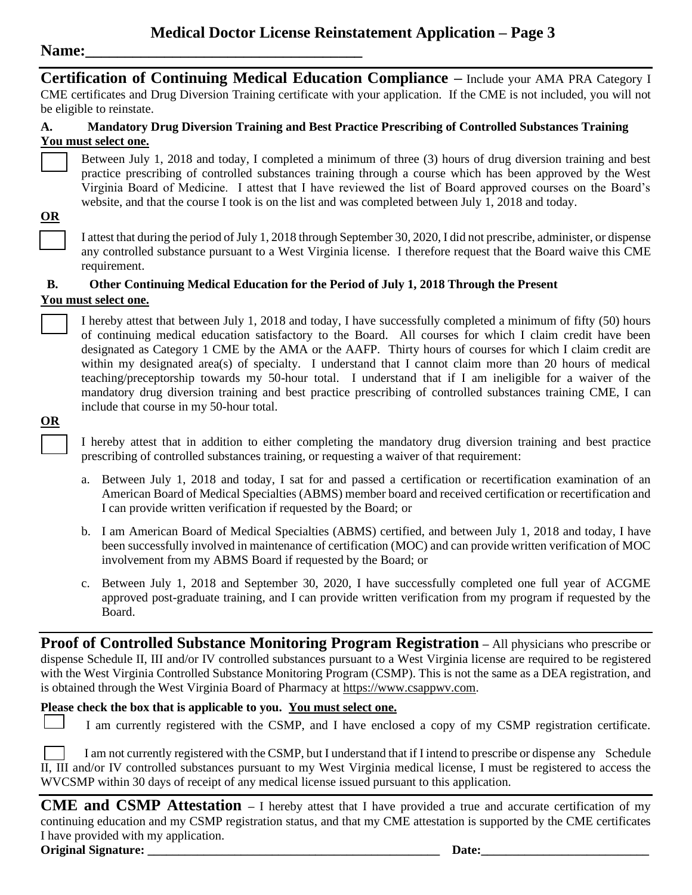## Medical Doctor License Reinstatement Application – Page 3

**Name:___________________________________**

**Certification of Continuing Medical Education Compliance –** Include your AMA PRA Category I CME certificates and Drug Diversion Training certificate with your application. If the CME is not included, you will not be eligible to reinstate.

**A. Mandatory Drug Diversion Training and Best Practice Prescribing of Controlled Substances Training**
**You must select one.**

☐ Between July 1, 2018 and today, I completed a minimum of three (3) hours of drug diversion training and best practice prescribing of controlled substances training through a course which has been approved by the West Virginia Board of Medicine. I attest that I have reviewed the list of Board approved courses on the Board's website, and that the course I took is on the list and was completed between July 1, 2018 and today.

**OR**

☐ I attest that during the period of July 1, 2018 through September 30, 2020, I did not prescribe, administer, or dispense any controlled substance pursuant to a West Virginia license. I therefore request that the Board waive this CME requirement.

**B. Other Continuing Medical Education for the Period of July 1, 2018 Through the Present**
**You must select one.**

☐ I hereby attest that between July 1, 2018 and today, I have successfully completed a minimum of fifty (50) hours of continuing medical education satisfactory to the Board. All courses for which I claim credit have been designated as Category 1 CME by the AMA or the AAFP. Thirty hours of courses for which I claim credit are within my designated area(s) of specialty. I understand that I cannot claim more than 20 hours of medical teaching/preceptorship towards my 50-hour total. I understand that if I am ineligible for a waiver of the mandatory drug diversion training and best practice prescribing of controlled substances training CME, I can include that course in my 50-hour total.

**OR**

☐ I hereby attest that in addition to either completing the mandatory drug diversion training and best practice prescribing of controlled substances training, or requesting a waiver of that requirement:

a. Between July 1, 2018 and today, I sat for and passed a certification or recertification examination of an American Board of Medical Specialties (ABMS) member board and received certification or recertification and I can provide written verification if requested by the Board; or

b. I am American Board of Medical Specialties (ABMS) certified, and between July 1, 2018 and today, I have been successfully involved in maintenance of certification (MOC) and can provide written verification of MOC involvement from my ABMS Board if requested by the Board; or

c. Between July 1, 2018 and September 30, 2020, I have successfully completed one full year of ACGME approved post-graduate training, and I can provide written verification from my program if requested by the Board.

**Proof of Controlled Substance Monitoring Program Registration –** All physicians who prescribe or dispense Schedule II, III and/or IV controlled substances pursuant to a West Virginia license are required to be registered with the West Virginia Controlled Substance Monitoring Program (CSMP). This is not the same as a DEA registration, and is obtained through the West Virginia Board of Pharmacy at https://www.csappwv.com.

**Please check the box that is applicable to you. You must select one.**

☐ I am currently registered with the CSMP, and I have enclosed a copy of my CSMP registration certificate.

☐ I am not currently registered with the CSMP, but I understand that if I intend to prescribe or dispense any Schedule II, III and/or IV controlled substances pursuant to my West Virginia medical license, I must be registered to access the WVCSMP within 30 days of receipt of any medical license issued pursuant to this application.

**CME and CSMP Attestation –** I hereby attest that I have provided a true and accurate certification of my continuing education and my CSMP registration status, and that my CME attestation is supported by the CME certificates I have provided with my application.

**Original Signature:** ________________________________________________ **Date:**___________________________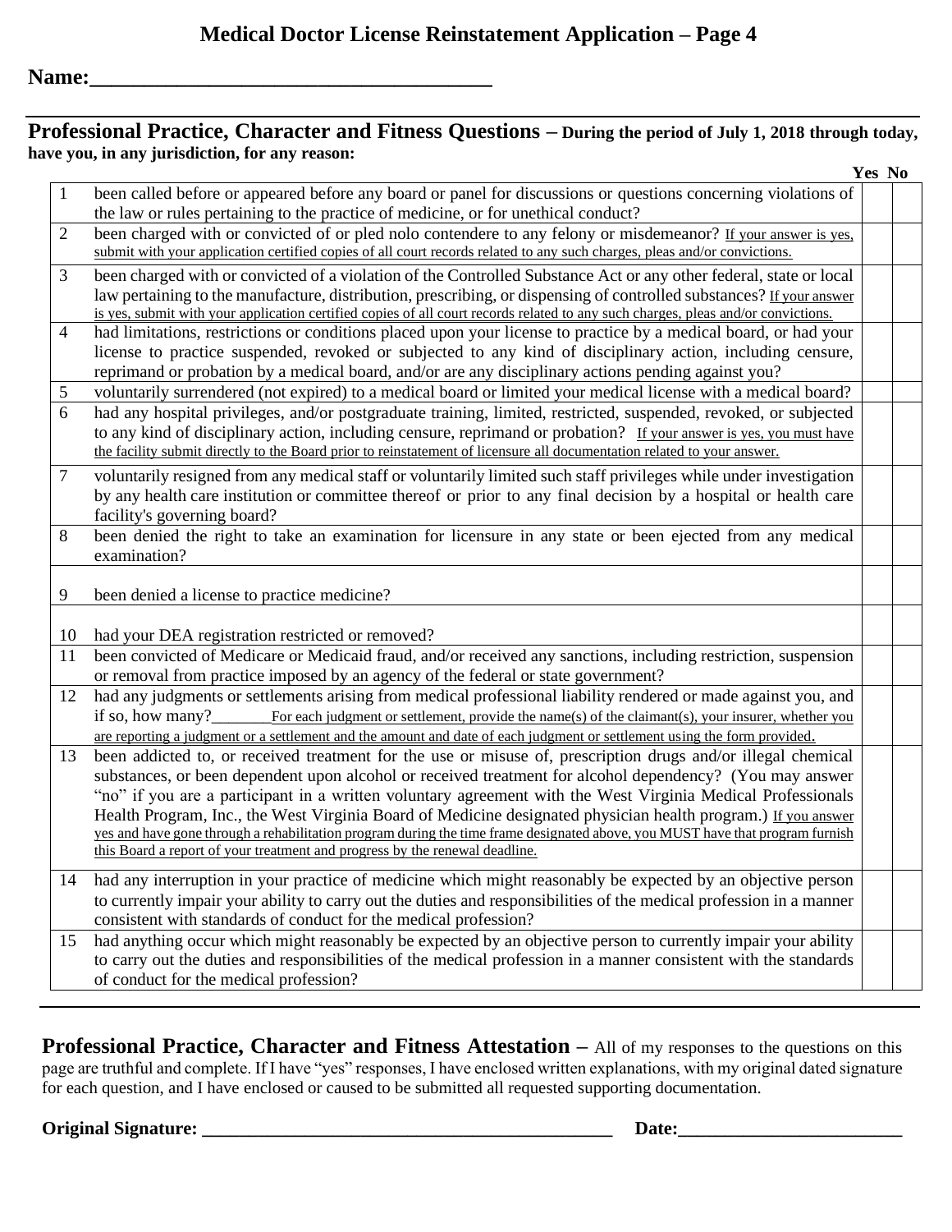# Medical Doctor License Reinstatement Application – Page 4

**Name:**______________________________________

## Professional Practice, Character and Fitness Questions – During the period of July 1, 2018 through today, have you, in any jurisdiction, for any reason:

| # | Question | Yes | No |
|---|---|---|---|
| 1 | been called before or appeared before any board or panel for discussions or questions concerning violations of the law or rules pertaining to the practice of medicine, or for unethical conduct? | | |
| 2 | been charged with or convicted of or pled nolo contendere to any felony or misdemeanor? If your answer is yes, submit with your application certified copies of all court records related to any such charges, pleas and/or convictions. | | |
| 3 | been charged with or convicted of a violation of the Controlled Substance Act or any other federal, state or local law pertaining to the manufacture, distribution, prescribing, or dispensing of controlled substances? If your answer is yes, submit with your application certified copies of all court records related to any such charges, pleas and/or convictions. | | |
| 4 | had limitations, restrictions or conditions placed upon your license to practice by a medical board, or had your license to practice suspended, revoked or subjected to any kind of disciplinary action, including censure, reprimand or probation by a medical board, and/or are any disciplinary actions pending against you? | | |
| 5 | voluntarily surrendered (not expired) to a medical board or limited your medical license with a medical board? | | |
| 6 | had any hospital privileges, and/or postgraduate training, limited, restricted, suspended, revoked, or subjected to any kind of disciplinary action, including censure, reprimand or probation? If your answer is yes, you must have the facility submit directly to the Board prior to reinstatement of licensure all documentation related to your answer. | | |
| 7 | voluntarily resigned from any medical staff or voluntarily limited such staff privileges while under investigation by any health care institution or committee thereof or prior to any final decision by a hospital or health care facility's governing board? | | |
| 8 | been denied the right to take an examination for licensure in any state or been ejected from any medical examination? | | |
| 9 | been denied a license to practice medicine? | | |
| 10 | had your DEA registration restricted or removed? | | |
| 11 | been convicted of Medicare or Medicaid fraud, and/or received any sanctions, including restriction, suspension or removal from practice imposed by an agency of the federal or state government? | | |
| 12 | had any judgments or settlements arising from medical professional liability rendered or made against you, and if so, how many?_______ For each judgment or settlement, provide the name(s) of the claimant(s), your insurer, whether you are reporting a judgment or a settlement and the amount and date of each judgment or settlement using the form provided. | | |
| 13 | been addicted to, or received treatment for the use or misuse of, prescription drugs and/or illegal chemical substances, or been dependent upon alcohol or received treatment for alcohol dependency? (You may answer "no" if you are a participant in a written voluntary agreement with the West Virginia Medical Professionals Health Program, Inc., the West Virginia Board of Medicine designated physician health program.) If you answer yes and have gone through a rehabilitation program during the time frame designated above, you MUST have that program furnish this Board a report of your treatment and progress by the renewal deadline. | | |
| 14 | had any interruption in your practice of medicine which might reasonably be expected by an objective person to currently impair your ability to carry out the duties and responsibilities of the medical profession in a manner consistent with standards of conduct for the medical profession? | | |
| 15 | had anything occur which might reasonably be expected by an objective person to currently impair your ability to carry out the duties and responsibilities of the medical profession in a manner consistent with the standards of conduct for the medical profession? | | |

**Professional Practice, Character and Fitness Attestation –** All of my responses to the questions on this page are truthful and complete. If I have "yes" responses, I have enclosed written explanations, with my original dated signature for each question, and I have enclosed or caused to be submitted all requested supporting documentation.

**Original Signature:** _____________________________________________ **Date:**________________________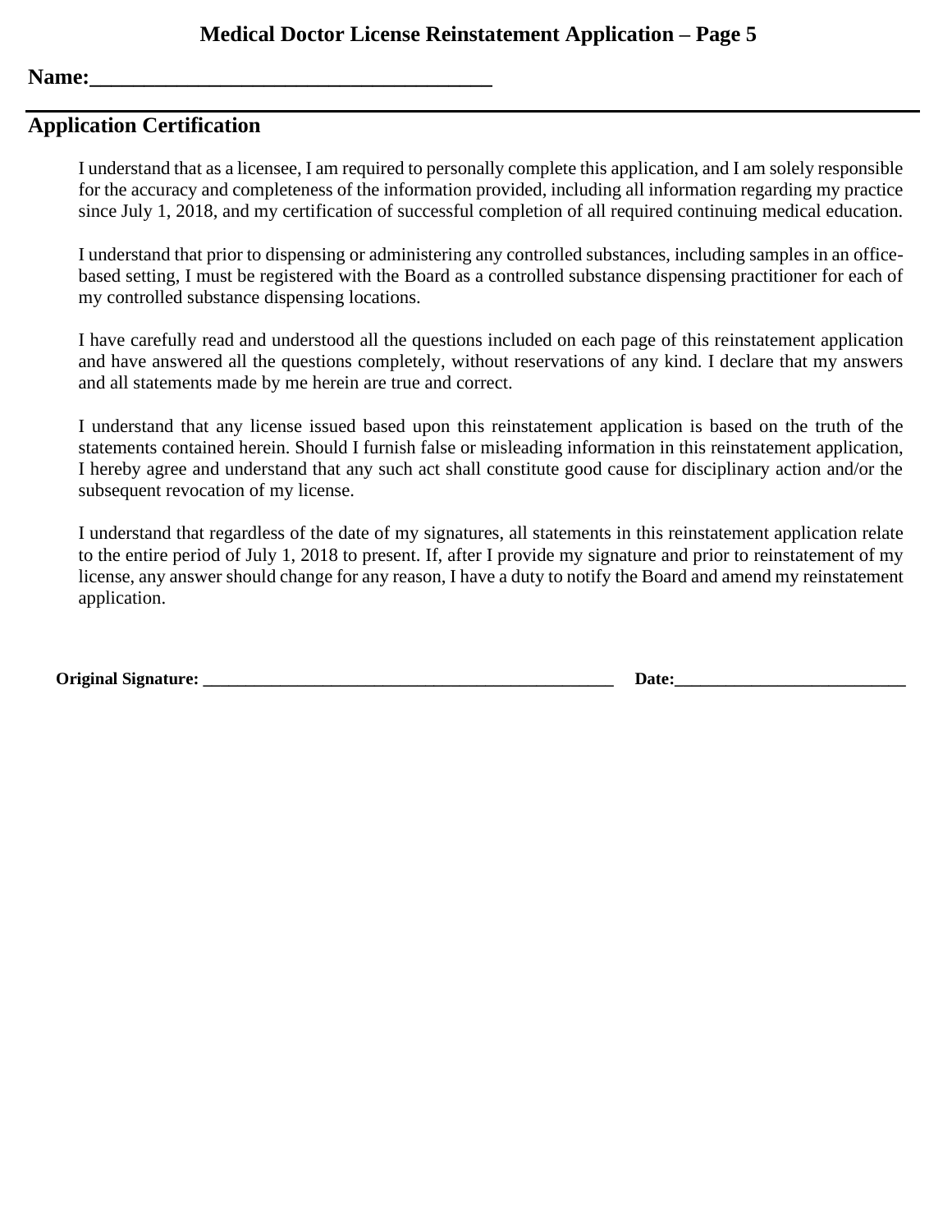# Medical Doctor License Reinstatement Application – Page 5

**Name:______________________________________**

## Application Certification

I understand that as a licensee, I am required to personally complete this application, and I am solely responsible for the accuracy and completeness of the information provided, including all information regarding my practice since July 1, 2018, and my certification of successful completion of all required continuing medical education.

I understand that prior to dispensing or administering any controlled substances, including samples in an office-based setting, I must be registered with the Board as a controlled substance dispensing practitioner for each of my controlled substance dispensing locations.

I have carefully read and understood all the questions included on each page of this reinstatement application and have answered all the questions completely, without reservations of any kind. I declare that my answers and all statements made by me herein are true and correct.

I understand that any license issued based upon this reinstatement application is based on the truth of the statements contained herein. Should I furnish false or misleading information in this reinstatement application, I hereby agree and understand that any such act shall constitute good cause for disciplinary action and/or the subsequent revocation of my license.

I understand that regardless of the date of my signatures, all statements in this reinstatement application relate to the entire period of July 1, 2018 to present. If, after I provide my signature and prior to reinstatement of my license, any answer should change for any reason, I have a duty to notify the Board and amend my reinstatement application.

**Original Signature: _________________________________________________ Date:___________________________**